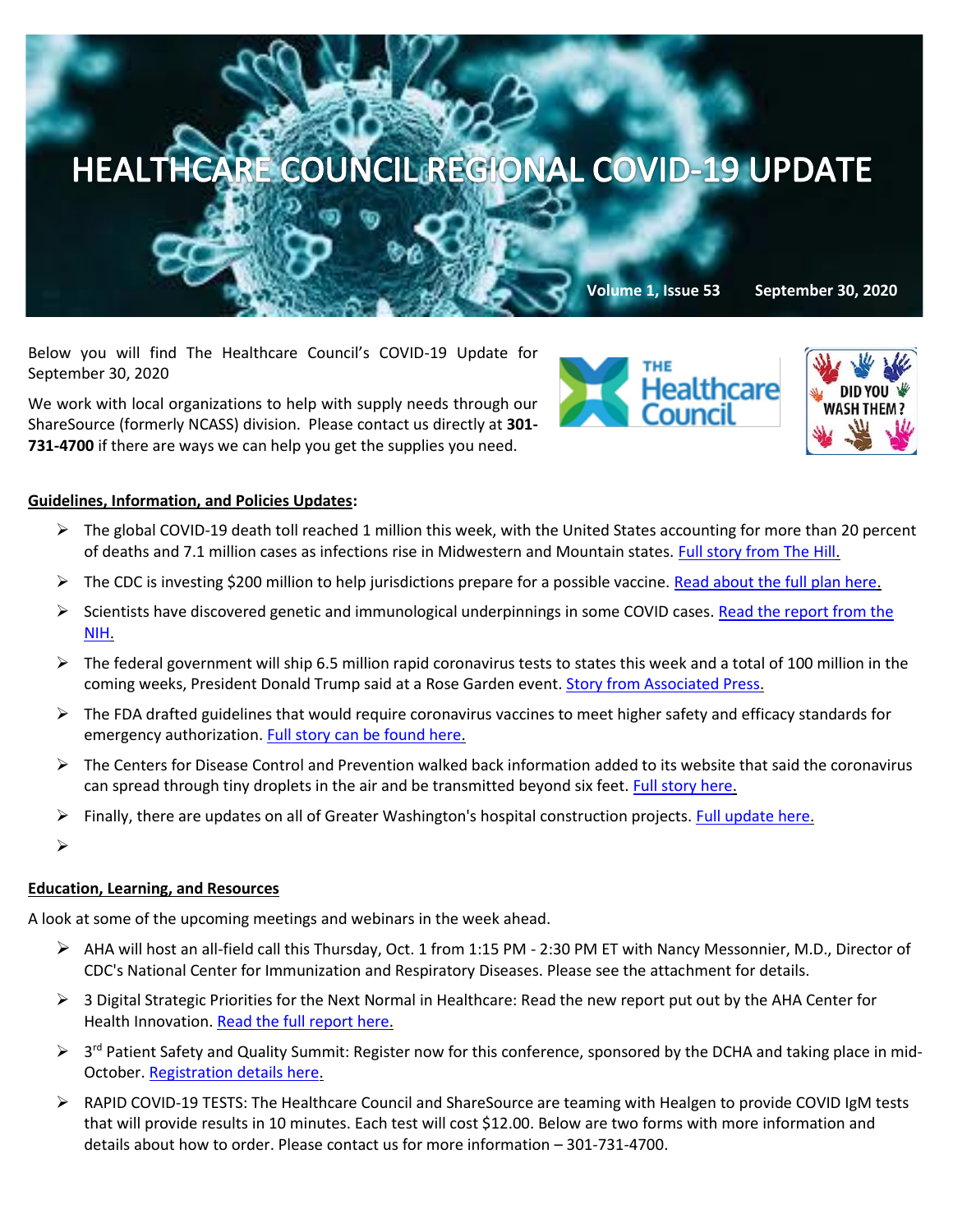# HEALTHCARE COUNCIL REGIONAL COVID-19 UPDATE

**Volume 1, Issue 53 September 30, 2020**

Below you will find The Healthcare Council's COVID-19 Update for September 30, 2020

We work with local organizations to help with supply needs through our ShareSource (formerly NCASS) division. Please contact us directly at **301-731-4700** if there are ways we can help you get the supplies you need.

**Guidelines, Information, and Policies Updates:**

- The global COVID-19 death toll reached 1 million this week, with the United States accounting for more than 20 percent of deaths and 7.1 million cases as infections rise in Midwestern and Mountain states. Full story from The Hill.
- The CDC is investing $200 million to help jurisdictions prepare for a possible vaccine. Read about the full plan here.
- Scientists have discovered genetic and immunological underpinnings in some COVID cases. Read the report from the NIH.
- The federal government will ship 6.5 million rapid coronavirus tests to states this week and a total of 100 million in the coming weeks, President Donald Trump said at a Rose Garden event. Story from Associated Press.
- The FDA drafted guidelines that would require coronavirus vaccines to meet higher safety and efficacy standards for emergency authorization. Full story can be found here.
- The Centers for Disease Control and Prevention walked back information added to its website that said the coronavirus can spread through tiny droplets in the air and be transmitted beyond six feet. Full story here.
- Finally, there are updates on all of Greater Washington's hospital construction projects. Full update here.

**Education, Learning, and Resources**

A look at some of the upcoming meetings and webinars in the week ahead.

- AHA will host an all-field call this Thursday, Oct. 1 from 1:15 PM - 2:30 PM ET with Nancy Messonnier, M.D., Director of CDC's National Center for Immunization and Respiratory Diseases. Please see the attachment for details.
- 3 Digital Strategic Priorities for the Next Normal in Healthcare: Read the new report put out by the AHA Center for Health Innovation. Read the full report here.
- 3rd Patient Safety and Quality Summit: Register now for this conference, sponsored by the DCHA and taking place in mid-October. Registration details here.
- RAPID COVID-19 TESTS: The Healthcare Council and ShareSource are teaming with Healgen to provide COVID IgM tests that will provide results in 10 minutes. Each test will cost $12.00. Below are two forms with more information and details about how to order. Please contact us for more information – 301-731-4700.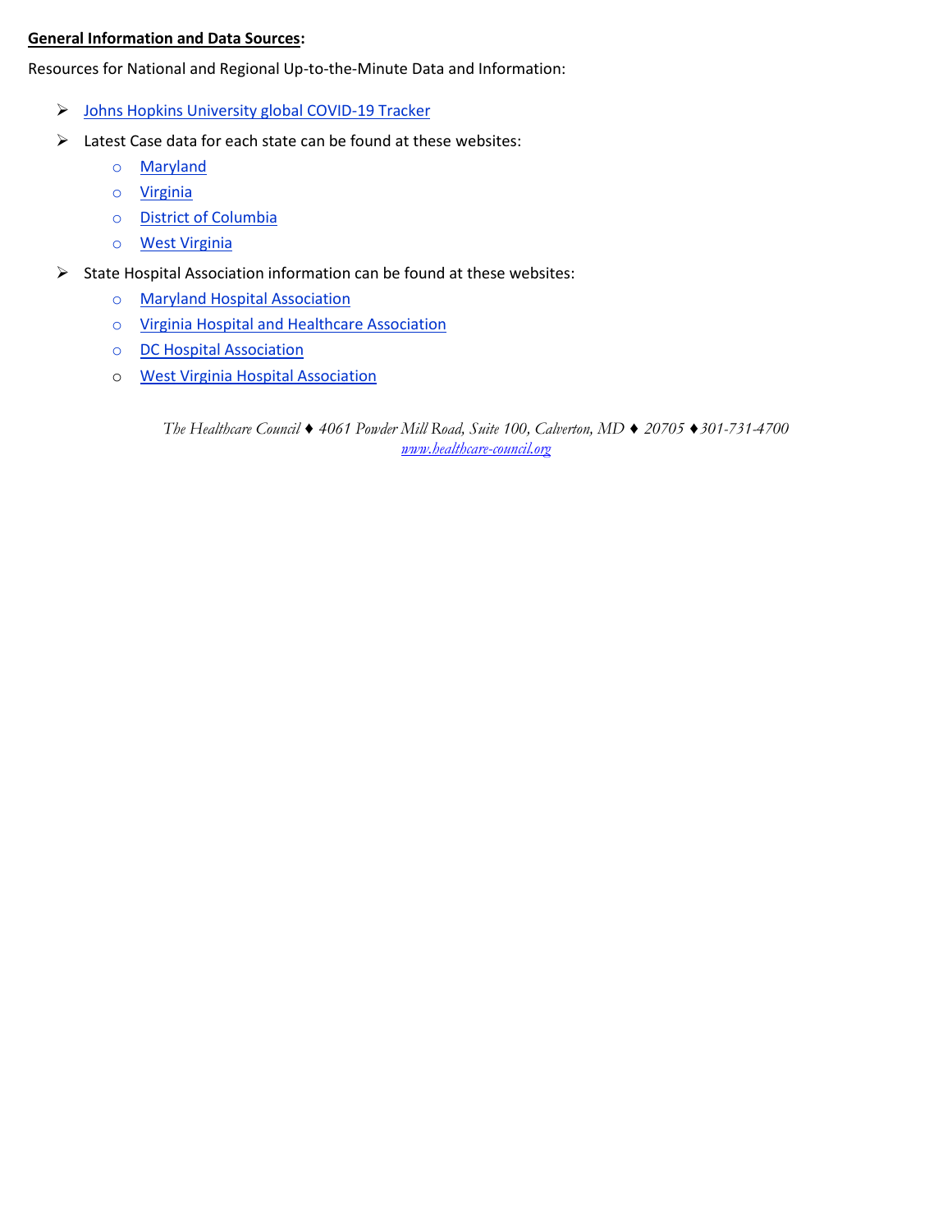**General Information and Data Sources:**

Resources for National and Regional Up-to-the-Minute Data and Information:

- Johns Hopkins University global COVID-19 Tracker
- Latest Case data for each state can be found at these websites:
  - Maryland
  - Virginia
  - District of Columbia
  - West Virginia
- State Hospital Association information can be found at these websites:
  - Maryland Hospital Association
  - Virginia Hospital and Healthcare Association
  - DC Hospital Association
  - West Virginia Hospital Association

*The Healthcare Council ♦ 4061 Powder Mill Road, Suite 100, Calverton, MD ♦ 20705 ♦301-731-4700*
*www.healthcare-council.org*